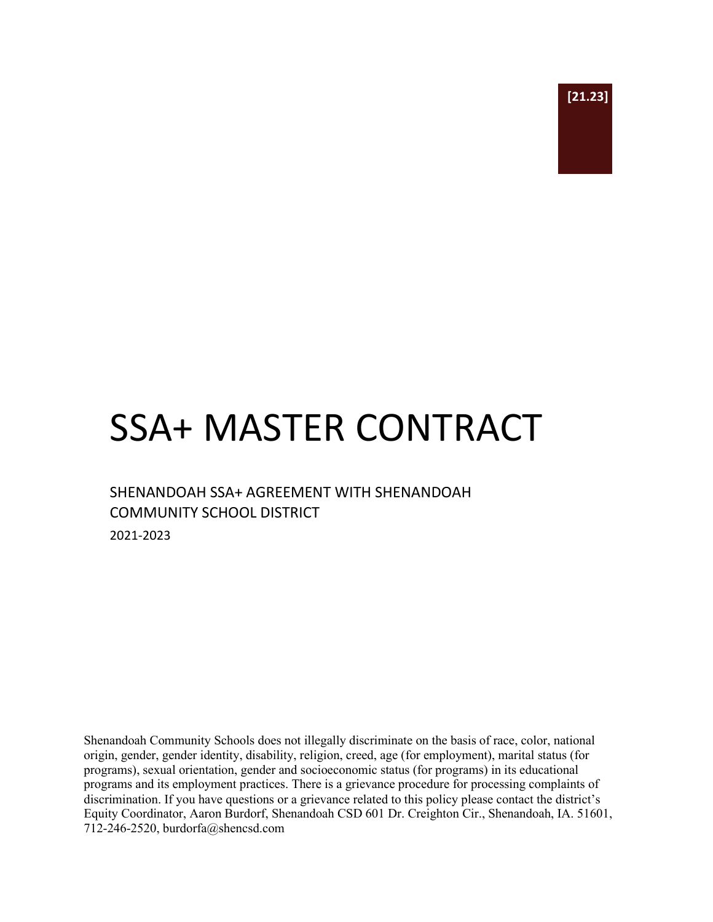**[21.23]**

# SSA+ MASTER CONTRACT

## SHENANDOAH SSA+ AGREEMENT WITH SHENANDOAH COMMUNITY SCHOOL DISTRICT

2021-2023

Shenandoah Community Schools does not illegally discriminate on the basis of race, color, national origin, gender, gender identity, disability, religion, creed, age (for employment), marital status (for programs), sexual orientation, gender and socioeconomic status (for programs) in its educational programs and its employment practices. There is a grievance procedure for processing complaints of discrimination. If you have questions or a grievance related to this policy please contact the district's Equity Coordinator, Aaron Burdorf, Shenandoah CSD 601 Dr. Creighton Cir., Shenandoah, IA. 51601, 712-246-2520, burdorfa@shencsd.com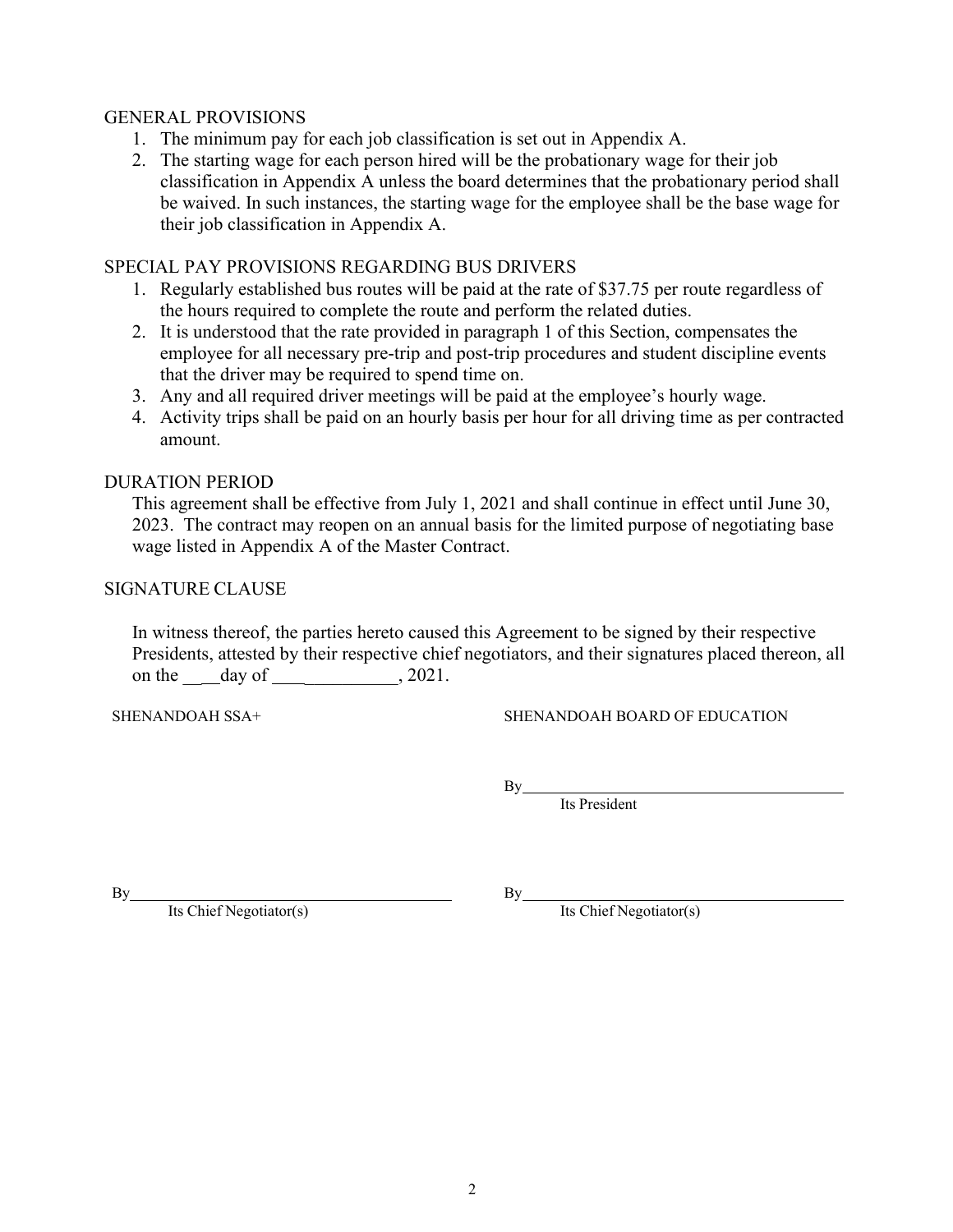## GENERAL PROVISIONS

1. The minimum pay for each job classification is set out in Appendix A.
2. The starting wage for each person hired will be the probationary wage for their job classification in Appendix A unless the board determines that the probationary period shall be waived. In such instances, the starting wage for the employee shall be the base wage for their job classification in Appendix A.

## SPECIAL PAY PROVISIONS REGARDING BUS DRIVERS

1. Regularly established bus routes will be paid at the rate of $37.75 per route regardless of the hours required to complete the route and perform the related duties.
2. It is understood that the rate provided in paragraph 1 of this Section, compensates the employee for all necessary pre-trip and post-trip procedures and student discipline events that the driver may be required to spend time on.
3. Any and all required driver meetings will be paid at the employee's hourly wage.
4. Activity trips shall be paid on an hourly basis per hour for all driving time as per contracted amount.

## DURATION PERIOD

This agreement shall be effective from July 1, 2021 and shall continue in effect until June 30, 2023. The contract may reopen on an annual basis for the limited purpose of negotiating base wage listed in Appendix A of the Master Contract.

## SIGNATURE CLAUSE

In witness thereof, the parties hereto caused this Agreement to be signed by their respective Presidents, attested by their respective chief negotiators, and their signatures placed thereon, all on the \_\_\_\_day of \_\_\_\_\_\_\_\_\_\_\_\_\_\_\_\_, 2021.

SHENANDOAH SSA+

SHENANDOAH BOARD OF EDUCATION

By\_\_\_\_\_\_\_\_\_\_\_\_\_\_\_\_\_\_\_\_\_\_\_\_\_\_\_\_\_\_\_\_\_\_\_\_\_\_\_\_
Its President

By\_\_\_\_\_\_\_\_\_\_\_\_\_\_\_\_\_\_\_\_\_\_\_\_\_\_\_\_\_\_\_\_\_\_\_\_\_\_\_\_
Its Chief Negotiator(s)

By\_\_\_\_\_\_\_\_\_\_\_\_\_\_\_\_\_\_\_\_\_\_\_\_\_\_\_\_\_\_\_\_\_\_\_\_\_\_\_\_
Its Chief Negotiator(s)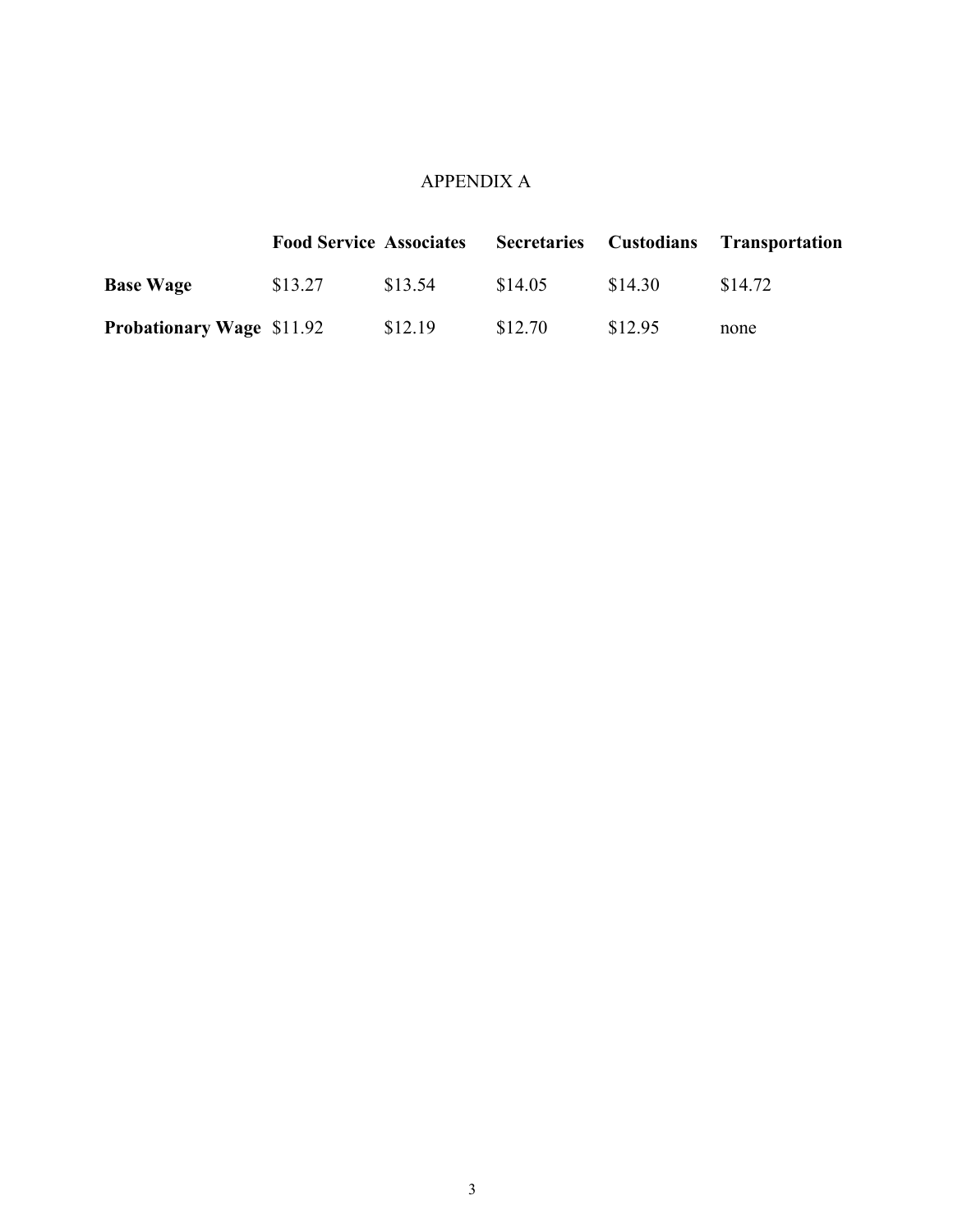# APPENDIX A

| | Food Service | Associates | Secretaries | Custodians | Transportation |
|---|---|---|---|---|---|
| **Base Wage** | $13.27 | $13.54 | $14.05 | $14.30 | $14.72 |
| **Probationary Wage** | $11.92 | $12.19 | $12.70 | $12.95 | none |